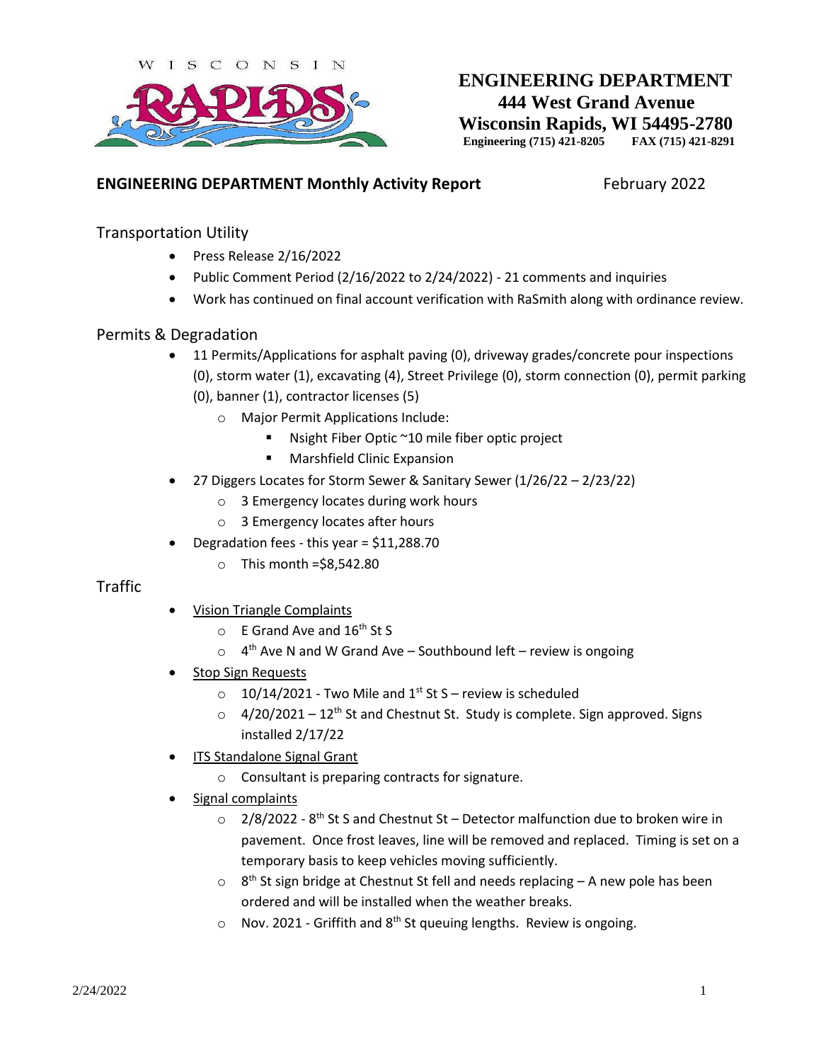# ENGINEERING DEPARTMENT
**444 West Grand Avenue**
**Wisconsin Rapids, WI 54495-2780**
**Engineering (715) 421-8205 FAX (715) 421-8291**

## ENGINEERING DEPARTMENT Monthly Activity Report

February 2022

### Transportation Utility

- Press Release 2/16/2022
- Public Comment Period (2/16/2022 to 2/24/2022) - 21 comments and inquiries
- Work has continued on final account verification with RaSmith along with ordinance review.

### Permits & Degradation

- 11 Permits/Applications for asphalt paving (0), driveway grades/concrete pour inspections (0), storm water (1), excavating (4), Street Privilege (0), storm connection (0), permit parking (0), banner (1), contractor licenses (5)
  - Major Permit Applications Include:
    - Nsight Fiber Optic ~10 mile fiber optic project
    - Marshfield Clinic Expansion
- 27 Diggers Locates for Storm Sewer & Sanitary Sewer (1/26/22 – 2/23/22)
  - 3 Emergency locates during work hours
  - 3 Emergency locates after hours
- Degradation fees - this year = $11,288.70
  - This month =$8,542.80

### Traffic

- Vision Triangle Complaints
  - E Grand Ave and 16th St S
  - 4th Ave N and W Grand Ave – Southbound left – review is ongoing
- Stop Sign Requests
  - 10/14/2021 - Two Mile and 1st St S – review is scheduled
  - 4/20/2021 – 12th St and Chestnut St. Study is complete. Sign approved. Signs installed 2/17/22
- ITS Standalone Signal Grant
  - Consultant is preparing contracts for signature.
- Signal complaints
  - 2/8/2022 - 8th St S and Chestnut St – Detector malfunction due to broken wire in pavement. Once frost leaves, line will be removed and replaced. Timing is set on a temporary basis to keep vehicles moving sufficiently.
  - 8th St sign bridge at Chestnut St fell and needs replacing – A new pole has been ordered and will be installed when the weather breaks.
  - Nov. 2021 - Griffith and 8th St queuing lengths. Review is ongoing.

2/24/2022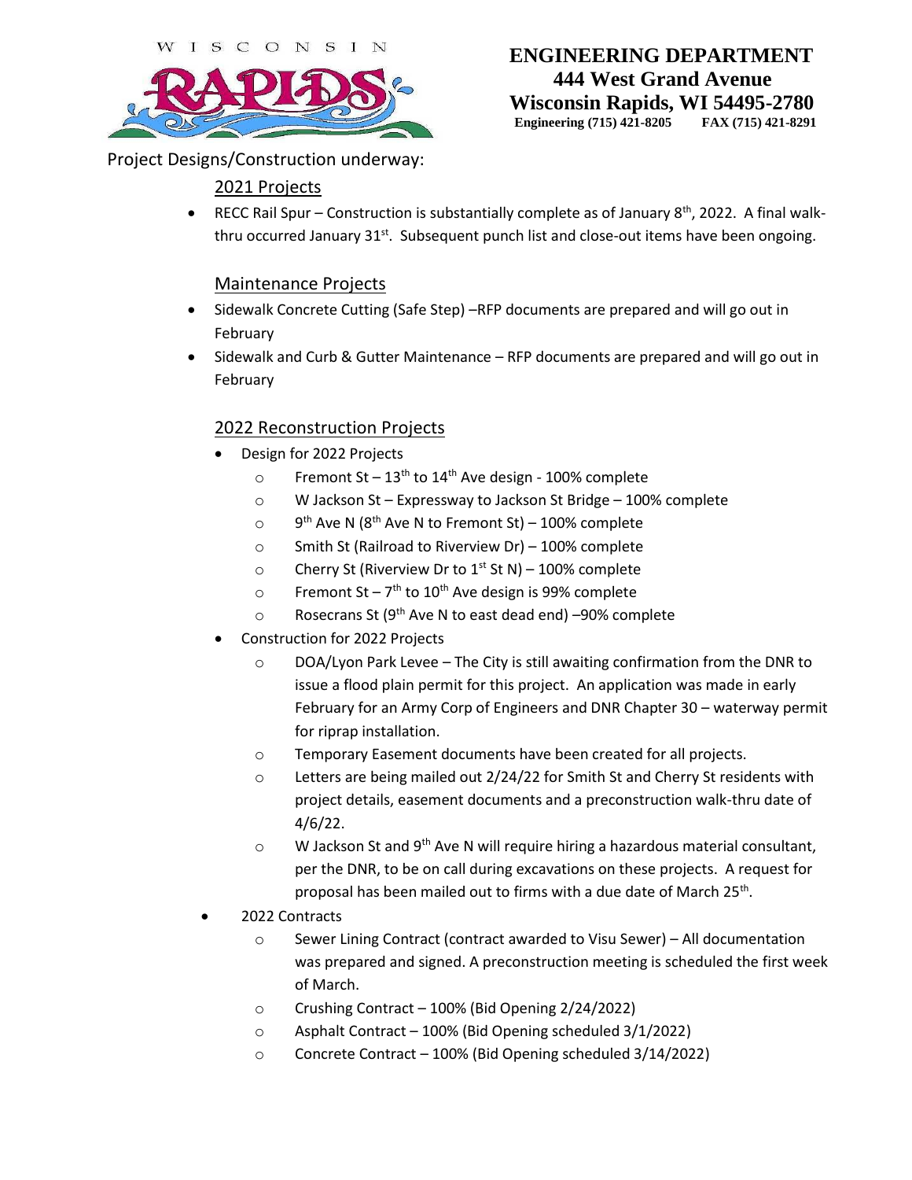**ENGINEERING DEPARTMENT**
**444 West Grand Avenue**
**Wisconsin Rapids, WI 54495-2780**
**Engineering (715) 421-8205 FAX (715) 421-8291**

Project Designs/Construction underway:

## 2021 Projects

- RECC Rail Spur – Construction is substantially complete as of January 8th, 2022. A final walk-thru occurred January 31st. Subsequent punch list and close-out items have been ongoing.

## Maintenance Projects

- Sidewalk Concrete Cutting (Safe Step) –RFP documents are prepared and will go out in February
- Sidewalk and Curb & Gutter Maintenance – RFP documents are prepared and will go out in February

## 2022 Reconstruction Projects

- Design for 2022 Projects
  - Fremont St – 13th to 14th Ave design - 100% complete
  - W Jackson St – Expressway to Jackson St Bridge – 100% complete
  - 9th Ave N (8th Ave N to Fremont St) – 100% complete
  - Smith St (Railroad to Riverview Dr) – 100% complete
  - Cherry St (Riverview Dr to 1st St N) – 100% complete
  - Fremont St – 7th to 10th Ave design is 99% complete
  - Rosecrans St (9th Ave N to east dead end) –90% complete
- Construction for 2022 Projects
  - DOA/Lyon Park Levee – The City is still awaiting confirmation from the DNR to issue a flood plain permit for this project. An application was made in early February for an Army Corp of Engineers and DNR Chapter 30 – waterway permit for riprap installation.
  - Temporary Easement documents have been created for all projects.
  - Letters are being mailed out 2/24/22 for Smith St and Cherry St residents with project details, easement documents and a preconstruction walk-thru date of 4/6/22.
  - W Jackson St and 9th Ave N will require hiring a hazardous material consultant, per the DNR, to be on call during excavations on these projects. A request for proposal has been mailed out to firms with a due date of March 25th.
- 2022 Contracts
  - Sewer Lining Contract (contract awarded to Visu Sewer) – All documentation was prepared and signed. A preconstruction meeting is scheduled the first week of March.
  - Crushing Contract – 100% (Bid Opening 2/24/2022)
  - Asphalt Contract – 100% (Bid Opening scheduled 3/1/2022)
  - Concrete Contract – 100% (Bid Opening scheduled 3/14/2022)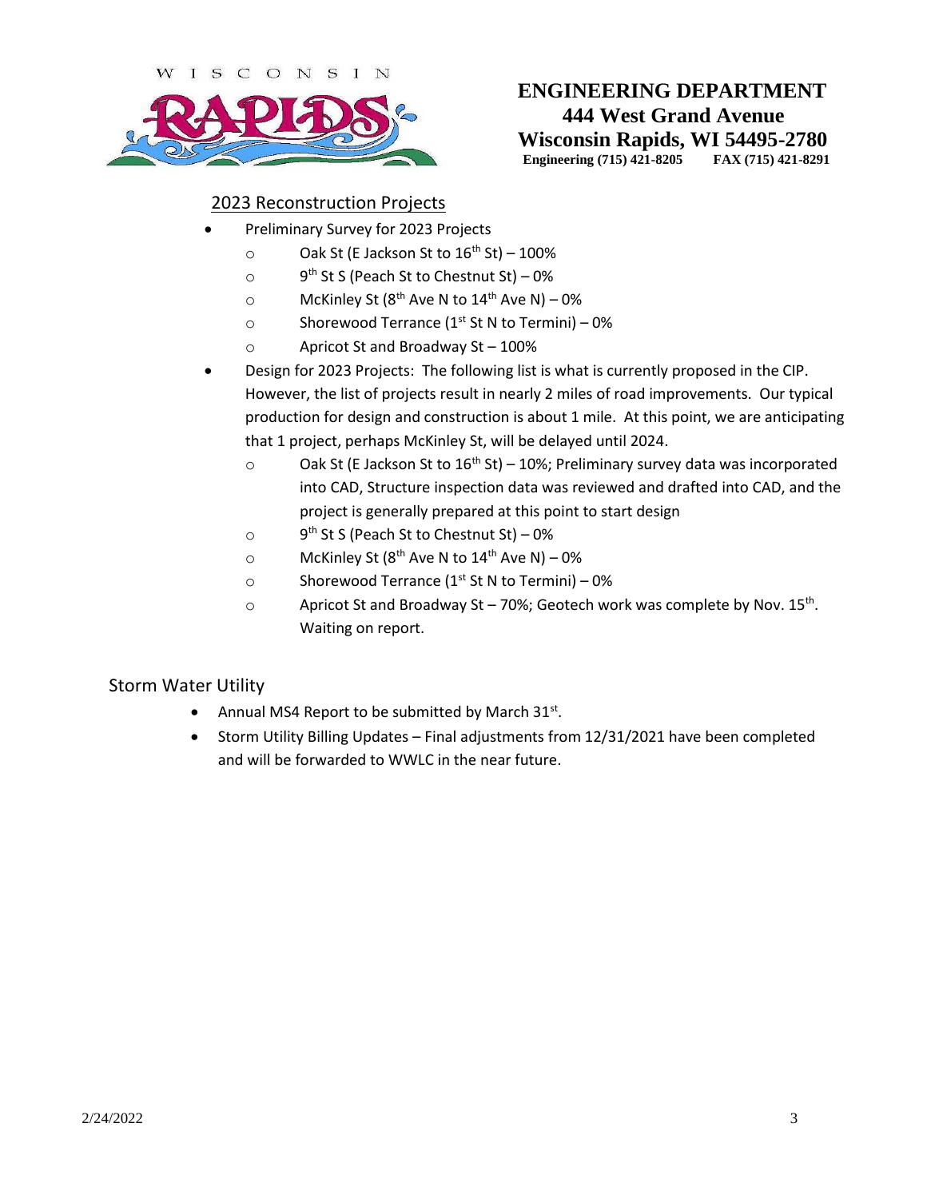**ENGINEERING DEPARTMENT**
**444 West Grand Avenue**
**Wisconsin Rapids, WI 54495-2780**
**Engineering (715) 421-8205 FAX (715) 421-8291**

## 2023 Reconstruction Projects

- Preliminary Survey for 2023 Projects
  - Oak St (E Jackson St to 16th St) – 100%
  - 9th St S (Peach St to Chestnut St) – 0%
  - McKinley St (8th Ave N to 14th Ave N) – 0%
  - Shorewood Terrance (1st St N to Termini) – 0%
  - Apricot St and Broadway St – 100%
- Design for 2023 Projects: The following list is what is currently proposed in the CIP. However, the list of projects result in nearly 2 miles of road improvements. Our typical production for design and construction is about 1 mile. At this point, we are anticipating that 1 project, perhaps McKinley St, will be delayed until 2024.
  - Oak St (E Jackson St to 16th St) – 10%; Preliminary survey data was incorporated into CAD, Structure inspection data was reviewed and drafted into CAD, and the project is generally prepared at this point to start design
  - 9th St S (Peach St to Chestnut St) – 0%
  - McKinley St (8th Ave N to 14th Ave N) – 0%
  - Shorewood Terrance (1st St N to Termini) – 0%
  - Apricot St and Broadway St – 70%; Geotech work was complete by Nov. 15th. Waiting on report.

## Storm Water Utility

- Annual MS4 Report to be submitted by March 31st.
- Storm Utility Billing Updates – Final adjustments from 12/31/2021 have been completed and will be forwarded to WWLC in the near future.